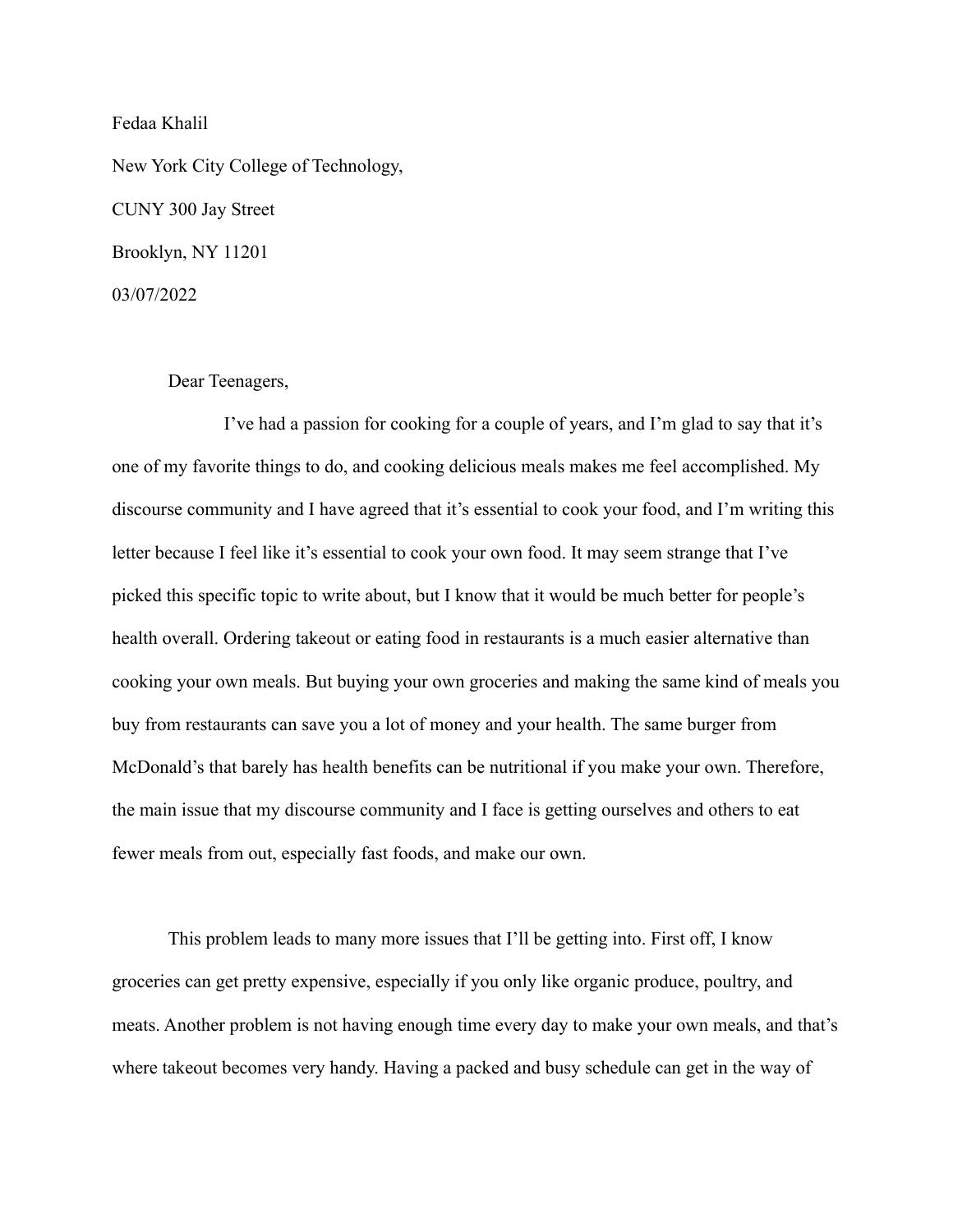Fedaa Khalil

New York City College of Technology,

CUNY 300 Jay Street

Brooklyn, NY 11201

03/07/2022

Dear Teenagers,

I've had a passion for cooking for a couple of years, and I'm glad to say that it's one of my favorite things to do, and cooking delicious meals makes me feel accomplished. My discourse community and I have agreed that it's essential to cook your food, and I'm writing this letter because I feel like it's essential to cook your own food. It may seem strange that I've picked this specific topic to write about, but I know that it would be much better for people's health overall. Ordering takeout or eating food in restaurants is a much easier alternative than cooking your own meals. But buying your own groceries and making the same kind of meals you buy from restaurants can save you a lot of money and your health. The same burger from McDonald's that barely has health benefits can be nutritional if you make your own. Therefore, the main issue that my discourse community and I face is getting ourselves and others to eat fewer meals from out, especially fast foods, and make our own.

This problem leads to many more issues that I'll be getting into. First off, I know groceries can get pretty expensive, especially if you only like organic produce, poultry, and meats. Another problem is not having enough time every day to make your own meals, and that's where takeout becomes very handy. Having a packed and busy schedule can get in the way of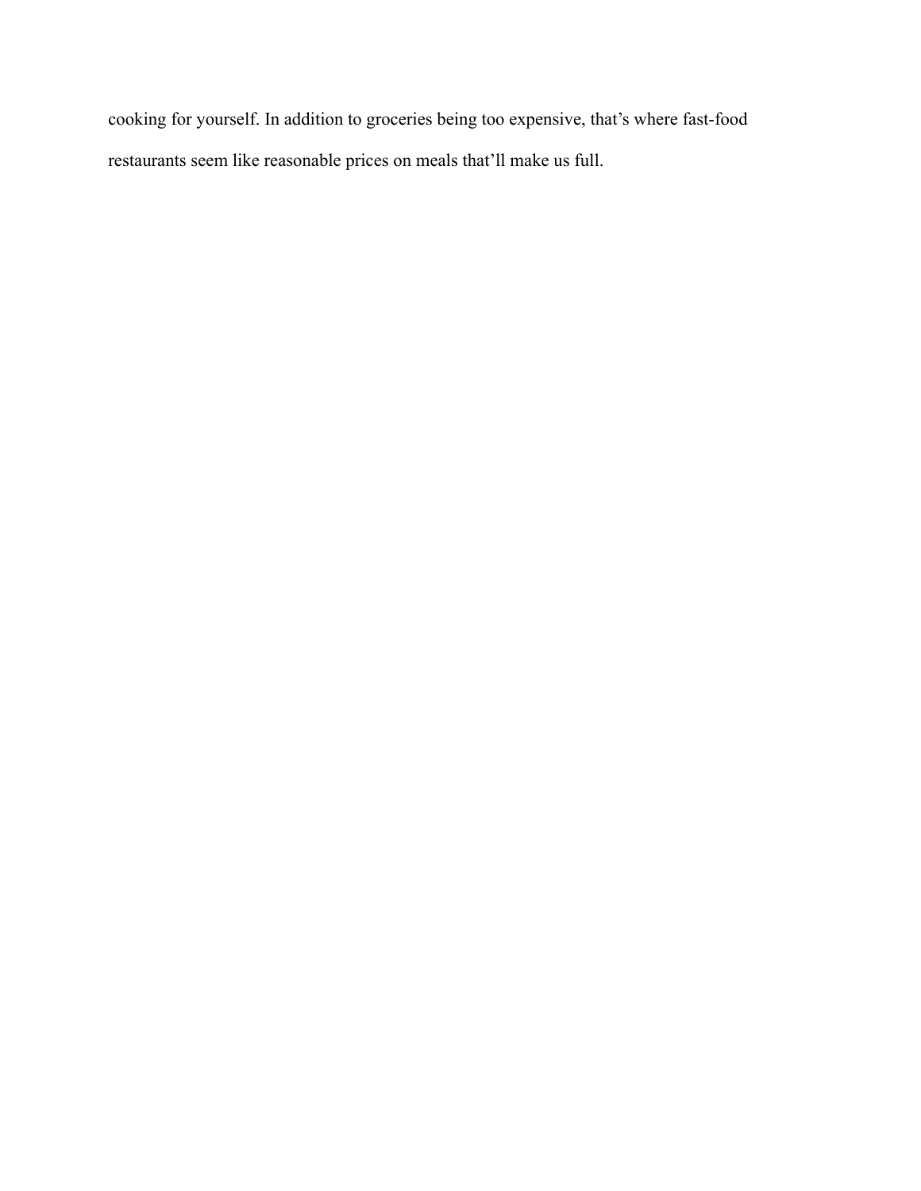cooking for yourself. In addition to groceries being too expensive, that's where fast-food restaurants seem like reasonable prices on meals that'll make us full.